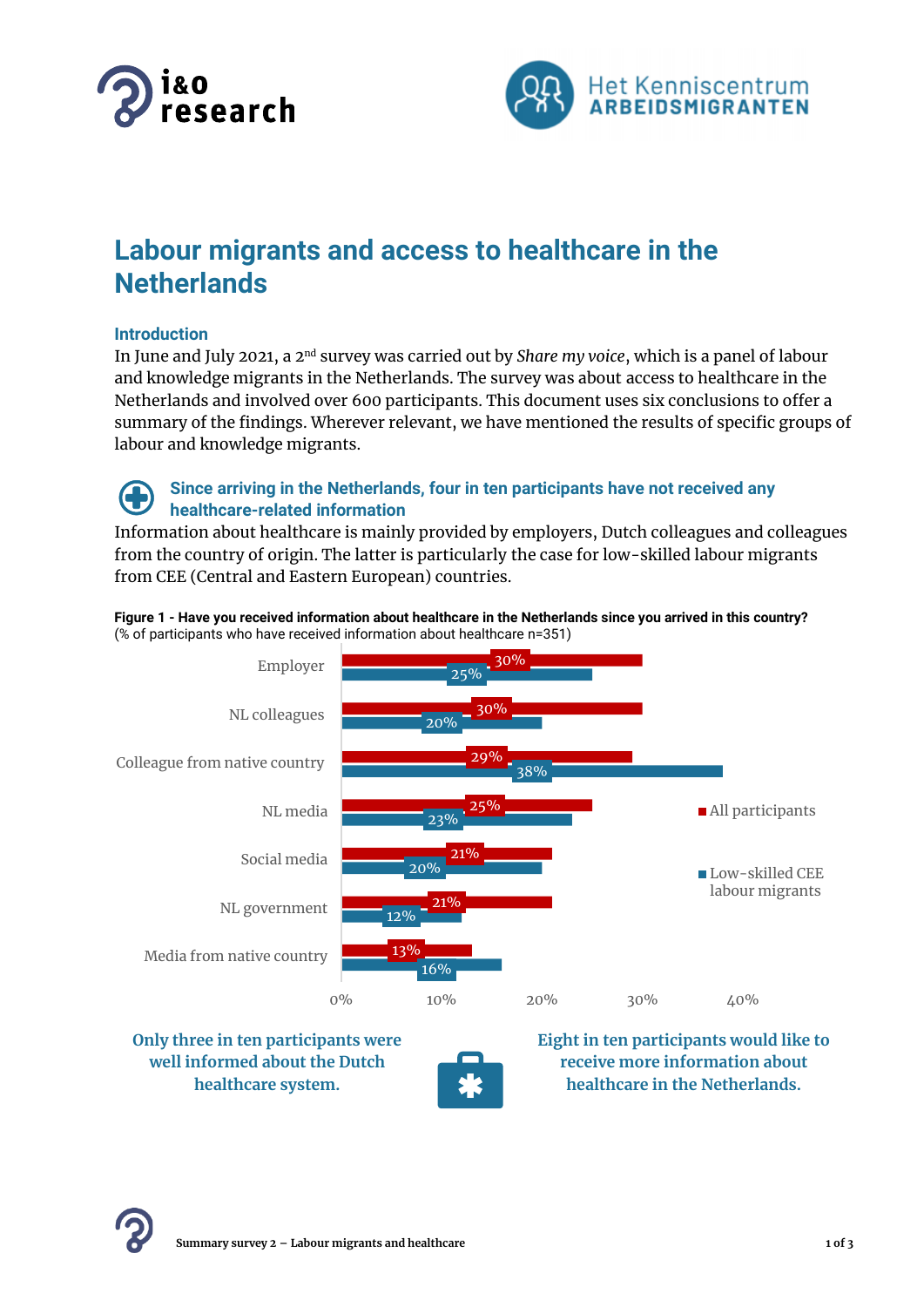# Labour migrants and access to healthcare in the Netherlands

## Introduction

In June and July 2021, a 2nd survey was carried out by *Share my voice*, which is a panel of labour and knowledge migrants in the Netherlands. The survey was about access to healthcare in the Netherlands and involved over 600 participants. This document uses six conclusions to offer a summary of the findings. Wherever relevant, we have mentioned the results of specific groups of labour and knowledge migrants.

## Since arriving in the Netherlands, four in ten participants have not received any healthcare-related information

Information about healthcare is mainly provided by employers, Dutch colleagues and colleagues from the country of origin. The latter is particularly the case for low-skilled labour migrants from CEE (Central and Eastern European) countries.

**Figure 1 - Have you received information about healthcare in the Netherlands since you arrived in this country?**
(% of participants who have received information about healthcare n=351)

| Source | All participants | Low-skilled CEE labour migrants |
|---|---|---|
| Employer | 30% | 25% |
| NL colleagues | 30% | 20% |
| Colleague from native country | 29% | 38% |
| NL media | 25% | 23% |
| Social media | 21% | 20% |
| NL government | 21% | 12% |
| Media from native country | 13% | 16% |

**Only three in ten participants were well informed about the Dutch healthcare system.**

**Eight in ten participants would like to receive more information about healthcare in the Netherlands.**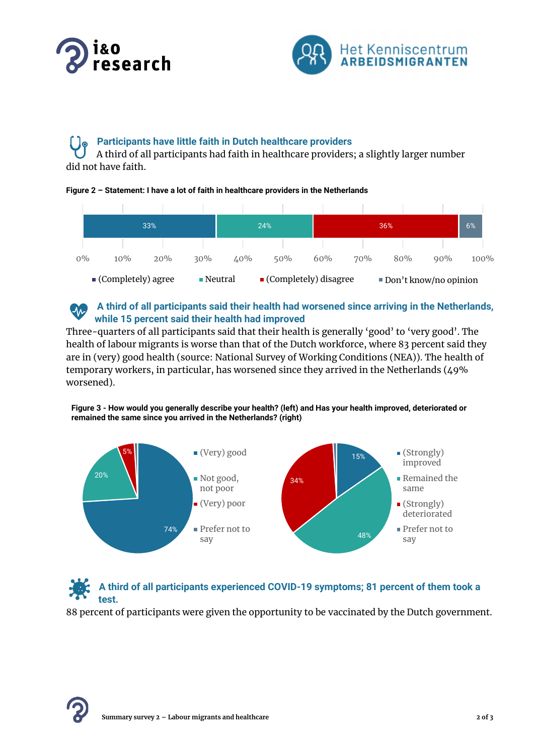### Participants have little faith in Dutch healthcare providers

A third of all participants had faith in healthcare providers; a slightly larger number did not have faith.

**Figure 2 – Statement: I have a lot of faith in healthcare providers in the Netherlands**

| (Completely) agree | Neutral | (Completely) disagree | Don't know/no opinion |
|---|---|---|---|
| 33% | 24% | 36% | 6% |

### A third of all participants said their health had worsened since arriving in the Netherlands, while 15 percent said their health had improved

Three-quarters of all participants said that their health is generally 'good' to 'very good'. The health of labour migrants is worse than that of the Dutch workforce, where 83 percent said they are in (very) good health (source: National Survey of Working Conditions (NEA)). The health of temporary workers, in particular, has worsened since they arrived in the Netherlands (49% worsened).

**Figure 3 - How would you generally describe your health? (left) and Has your health improved, deteriorated or remained the same since you arrived in the Netherlands? (right)**

| How would you generally describe your health? | % |
|---|---|
| (Very) good | 74% |
| Not good, not poor | 20% |
| (Very) poor | 5% |
| Prefer not to say | |

| Has your health improved, deteriorated or remained the same? | % |
|---|---|
| (Strongly) improved | 15% |
| Remained the same | 48% |
| (Strongly) deteriorated | 34% |
| Prefer not to say | |

### A third of all participants experienced COVID-19 symptoms; 81 percent of them took a test.

88 percent of participants were given the opportunity to be vaccinated by the Dutch government.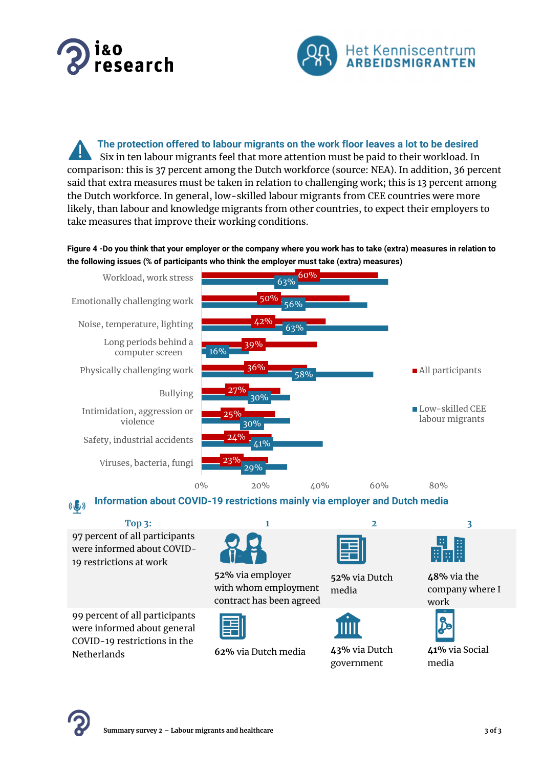## The protection offered to labour migrants on the work floor leaves a lot to be desired

Six in ten labour migrants feel that more attention must be paid to their workload. In comparison: this is 37 percent among the Dutch workforce (source: NEA). In addition, 36 percent said that extra measures must be taken in relation to challenging work; this is 13 percent among the Dutch workforce. In general, low-skilled labour migrants from CEE countries were more likely, than labour and knowledge migrants from other countries, to expect their employers to take measures that improve their working conditions.

**Figure 4 -Do you think that your employer or the company where you work has to take (extra) measures in relation to the following issues (% of participants who think the employer must take (extra) measures)**

Workload, work stress 60% 63%
Emotionally challenging work 50% 56%
Noise, temperature, lighting 42% 63%
Long periods behind a computer screen 39% 16%
Physically challenging work 36% 58%
Bullying 27% 30%
Intimidation, aggression or violence 25% 30%
Safety, industrial accidents 24% 41%
Viruses, bacteria, fungi 23% 29%

0% 20% 40% 60% 80%

All participants
Low-skilled CEE labour migrants

## Information about COVID-19 restrictions mainly via employer and Dutch media

| Top 3: | 1 | 2 | 3 |
|---|---|---|---|
| 97 percent of all participants were informed about COVID-19 restrictions at work | **52%** via employer with whom employment contract has been agreed | **52%** via Dutch media | **48%** via the company where I work |
| 99 percent of all participants were informed about general COVID-19 restrictions in the Netherlands | **62%** via Dutch media | **43%** via Dutch government | **41%** via Social media |